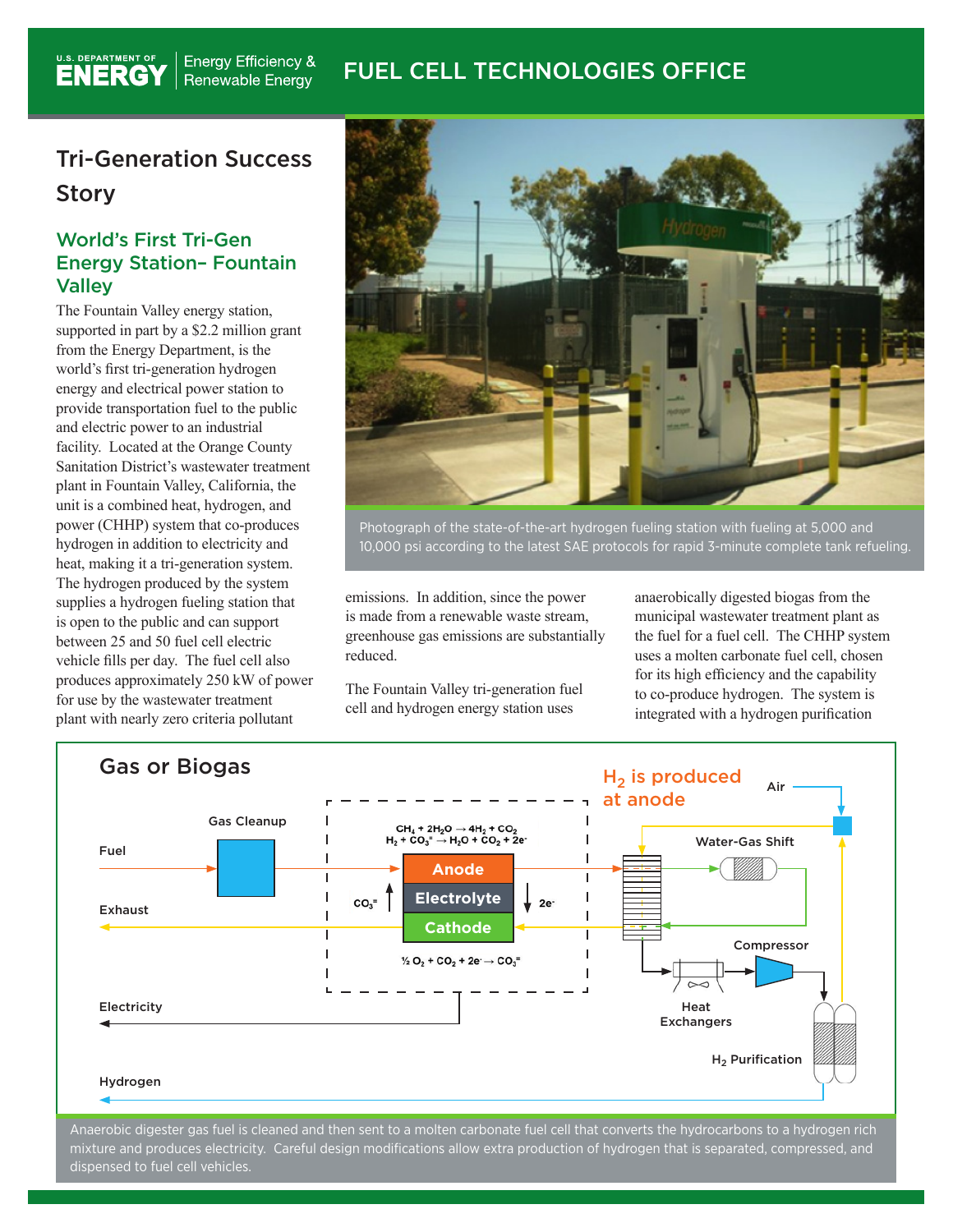# Tri-Generation Success Story

## World's First Tri-Gen Energy Station– Fountain Valley

The Fountain Valley energy station, supported in part by a $2.2 million grant from the Energy Department, is the world's first tri-generation hydrogen energy and electrical power station to provide transportation fuel to the public and electric power to an industrial facility. Located at the Orange County Sanitation District's wastewater treatment plant in Fountain Valley, California, the unit is a combined heat, hydrogen, and power (CHHP) system that co-produces hydrogen in addition to electricity and heat, making it a tri-generation system. The hydrogen produced by the system supplies a hydrogen fueling station that is open to the public and can support between 25 and 50 fuel cell electric vehicle fills per day. The fuel cell also produces approximately 250 kW of power for use by the wastewater treatment plant with nearly zero criteria pollutant emissions. In addition, since the power is made from a renewable waste stream, greenhouse gas emissions are substantially reduced.

Photograph of the state-of-the-art hydrogen fueling station with fueling at 5,000 and 10,000 psi according to the latest SAE protocols for rapid 3-minute complete tank refueling.

The Fountain Valley tri-generation fuel cell and hydrogen energy station uses anaerobically digested biogas from the municipal wastewater treatment plant as the fuel for a fuel cell. The CHHP system uses a molten carbonate fuel cell, chosen for its high efficiency and the capability to co-produce hydrogen. The system is integrated with a hydrogen purification

**Gas or Biogas**

Fuel → Gas Cleanup → Anode

Exhaust; Electricity; Hydrogen

$CH_4 + 2H_2O \rightarrow 4H_2 + CO_2$

$H_2 + CO_3^{=} \rightarrow H_2O + CO_2 + 2e^-$

Anode / Electrolyte / Cathode ($CO_3^{=}$, $2e^-$)

$\frac{1}{2} O_2 + CO_2 + 2e^- \rightarrow CO_3^{=}$

$H_2$ is produced at anode

Air; Water-Gas Shift; Compressor; Heat Exchangers; $H_2$ Purification

Anaerobic digester gas fuel is cleaned and then sent to a molten carbonate fuel cell that converts the hydrocarbons to a hydrogen rich mixture and produces electricity. Careful design modifications allow extra production of hydrogen that is separated, compressed, and dispensed to fuel cell vehicles.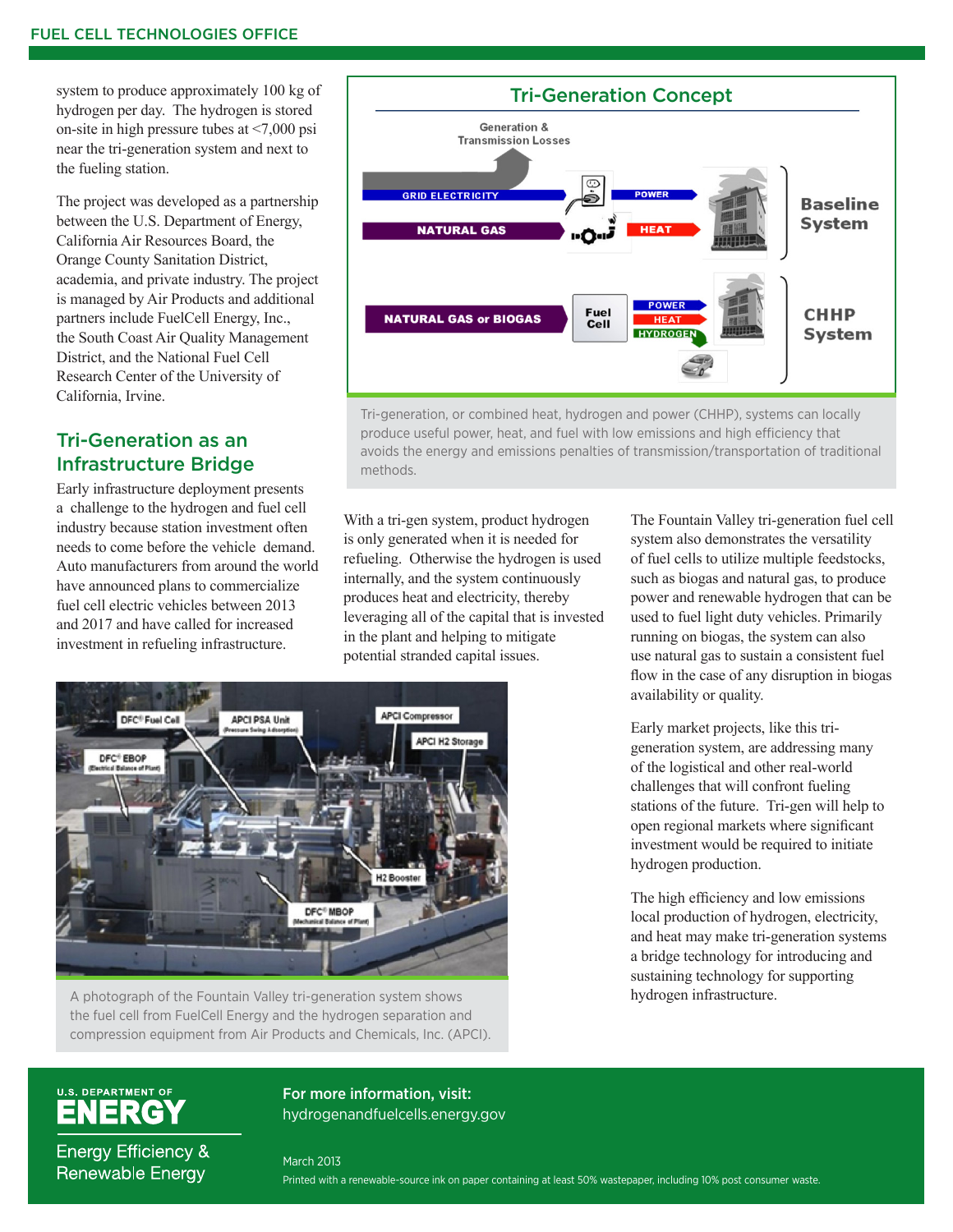system to produce approximately 100 kg of hydrogen per day. The hydrogen is stored on-site in high pressure tubes at <7,000 psi near the tri-generation system and next to the fueling station.

The project was developed as a partnership between the U.S. Department of Energy, California Air Resources Board, the Orange County Sanitation District, academia, and private industry. The project is managed by Air Products and additional partners include FuelCell Energy, Inc., the South Coast Air Quality Management District, and the National Fuel Cell Research Center of the University of California, Irvine.

## Tri-Generation as an Infrastructure Bridge

Early infrastructure deployment presents a challenge to the hydrogen and fuel cell industry because station investment often needs to come before the vehicle demand. Auto manufacturers from around the world have announced plans to commercialize fuel cell electric vehicles between 2013 and 2017 and have called for increased investment in refueling infrastructure.

**Tri-Generation Concept**

Generation & Transmission Losses

GRID ELECTRICITY

POWER

NATURAL GAS

HEAT

Baseline System

NATURAL GAS or BIOGAS

Fuel Cell

POWER

HEAT

HYDROGEN

CHHP System

Tri-generation, or combined heat, hydrogen and power (CHHP), systems can locally produce useful power, heat, and fuel with low emissions and high efficiency that avoids the energy and emissions penalties of transmission/transportation of traditional methods.

With a tri-gen system, product hydrogen is only generated when it is needed for refueling. Otherwise the hydrogen is used internally, and the system continuously produces heat and electricity, thereby leveraging all of the capital that is invested in the plant and helping to mitigate potential stranded capital issues.

DFC® Fuel Cell

APCI PSA Unit (Pressure Swing Adsorption)

APCI Compressor

APCI H2 Storage

DFC® EBOP (Electrical Balance of Plant)

H2 Booster

DFC® MBOP (Mechanical Balance of Plant)

A photograph of the Fountain Valley tri-generation system shows the fuel cell from FuelCell Energy and the hydrogen separation and compression equipment from Air Products and Chemicals, Inc. (APCI).

The Fountain Valley tri-generation fuel cell system also demonstrates the versatility of fuel cells to utilize multiple feedstocks, such as biogas and natural gas, to produce power and renewable hydrogen that can be used to fuel light duty vehicles. Primarily running on biogas, the system can also use natural gas to sustain a consistent fuel flow in the case of any disruption in biogas availability or quality.

Early market projects, like this tri-generation system, are addressing many of the logistical and other real-world challenges that will confront fueling stations of the future. Tri-gen will help to open regional markets where significant investment would be required to initiate hydrogen production.

The high efficiency and low emissions local production of hydrogen, electricity, and heat may make tri-generation systems a bridge technology for introducing and sustaining technology for supporting hydrogen infrastructure.

U.S. DEPARTMENT OF ENERGY

Energy Efficiency & Renewable Energy

**For more information, visit:**
hydrogenandfuelcells.energy.gov

March 2013

Printed with a renewable-source ink on paper containing at least 50% wastepaper, including 10% post consumer waste.